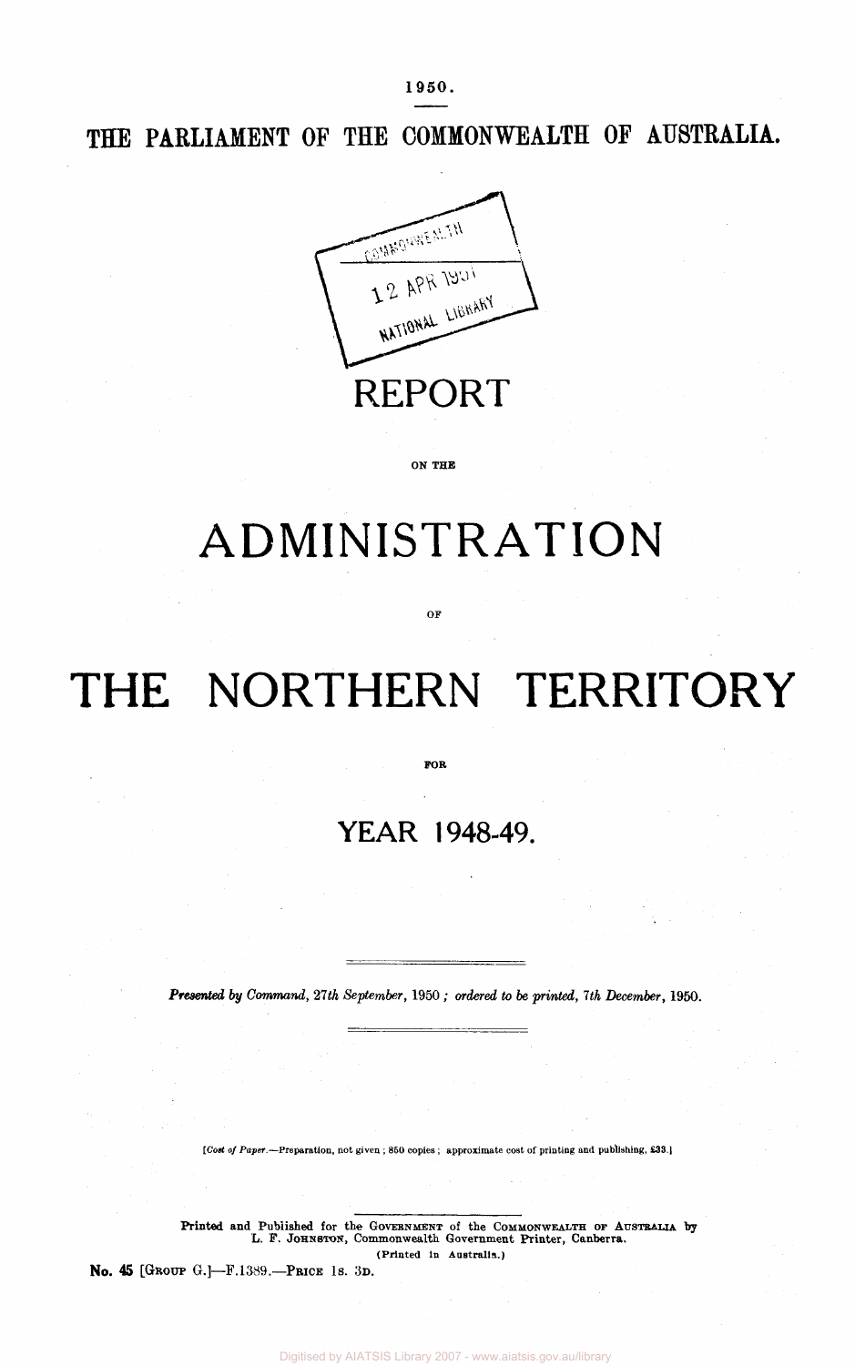1950.

THE PARLIAMENT OF THE COMMONWEALTH OF AUSTRALIA.

COMMONWEALTH
12 APR 1951
NATIONAL LIBRARY

# REPORT

ON THE

# ADMINISTRATION

OF

# THE NORTHERN TERRITORY

FOR

## YEAR 1948-49.

*Presented by Command, 27th September, 1950; ordered to be printed, 7th December, 1950.*

[*Cost of Paper.*—Preparation, not given; 850 copies; approximate cost of printing and publishing, £33.]

Printed and Published for the GOVERNMENT of the COMMONWEALTH OF AUSTRALIA by
L. F. JOHNSTON, Commonwealth Government Printer, Canberra.
(Printed in Australia.)

No. 45 [GROUP G.]—F.1389.—PRICE 1S. 3D.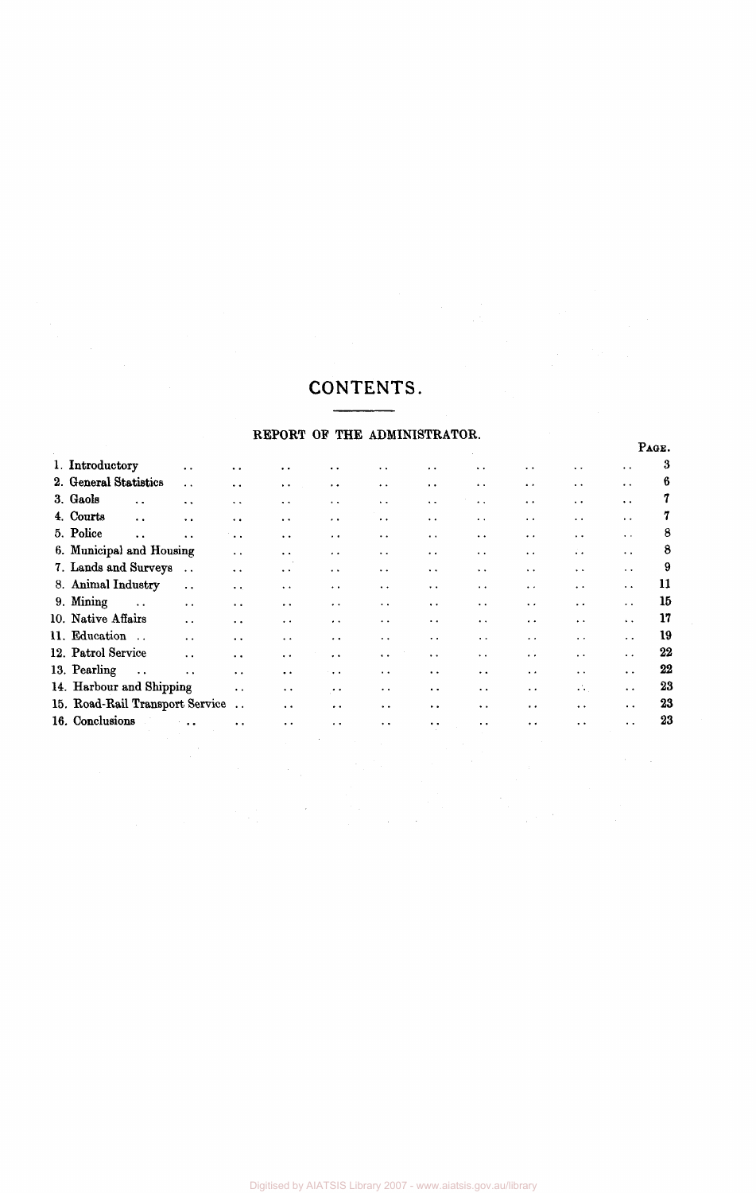# CONTENTS.

## REPORT OF THE ADMINISTRATOR.

| | Page. |
|---|---|
| 1. Introductory | 3 |
| 2. General Statistics | 6 |
| 3. Gaols | 7 |
| 4. Courts | 7 |
| 5. Police | 8 |
| 6. Municipal and Housing | 8 |
| 7. Lands and Surveys | 9 |
| 8. Animal Industry | 11 |
| 9. Mining | 15 |
| 10. Native Affairs | 17 |
| 11. Education | 19 |
| 12. Patrol Service | 22 |
| 13. Pearling | 22 |
| 14. Harbour and Shipping | 23 |
| 15. Road-Rail Transport Service | 23 |
| 16. Conclusions | 23 |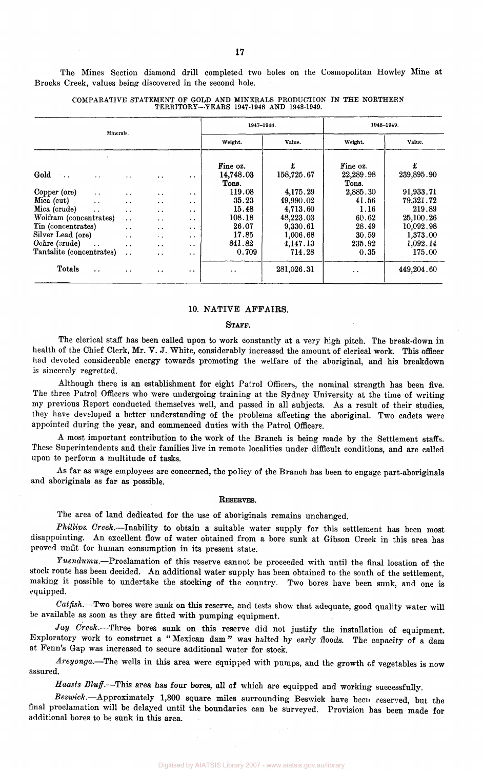The Mines Section diamond drill completed two holes on the Cosmopolitan Howley Mine at Brocks Creek, values being discovered in the second hole.

COMPARATIVE STATEMENT OF GOLD AND MINERALS PRODUCTION IN THE NORTHERN TERRITORY—YEARS 1947-1948 AND 1948-1949.

| Minerals. | 1947–1948. | | 1948–1949. | |
|---|---|---|---|---|
| | Weight. | Value. | Weight. | Value. |
| | Fine oz. | £ | Fine oz. | £ |
| Gold | 14,748.03 | 158,725.67 | 22,289.98 | 239,895.90 |
| | Tons. | | Tons. | |
| Copper (ore) | 119.08 | 4,175.29 | 2,885.30 | 91,933.71 |
| Mica (cut) | 35.23 | 49,990.02 | 41.56 | 79,321.72 |
| Mica (crude) | 15.48 | 4,713.60 | 1.16 | 219.89 |
| Wolfram (concentrates) | 108.18 | 48,223.03 | 60.62 | 25,100.26 |
| Tin (concentrates) | 26.07 | 9,330.61 | 28.49 | 10,092.98 |
| Silver Lead (ore) | 17.85 | 1,006.68 | 30.59 | 1,373.00 |
| Ochre (crude) | 841.82 | 4,147.13 | 235.92 | 1,092.14 |
| Tantalite (concentrates) | 0.709 | 714.28 | 0.35 | 175.00 |
| Totals | .. | 281,026.31 | .. | 449,204.60 |

## 10. NATIVE AFFAIRS.

### Staff.

The clerical staff has been called upon to work constantly at a very high pitch. The break-down in health of the Chief Clerk, Mr. V. J. White, considerably increased the amount of clerical work. This officer had devoted considerable energy towards promoting the welfare of the aboriginal, and his breakdown is sincerely regretted.

Although there is an establishment for eight Patrol Officers, the nominal strength has been five. The three Patrol Officers who were undergoing training at the Sydney University at the time of writing my previous Report conducted themselves well, and passed in all subjects. As a result of their studies, they have developed a better understanding of the problems affecting the aboriginal. Two cadets were appointed during the year, and commenced duties with the Patrol Officers.

A most important contribution to the work of the Branch is being made by the Settlement staffs. These Superintendents and their families live in remote localities under difficult conditions, and are called upon to perform a multitude of tasks.

As far as wage employees are concerned, the policy of the Branch has been to engage part-aboriginals and aboriginals as far as possible.

### Reserves.

The area of land dedicated for the use of aboriginals remains unchanged.

*Phillips Creek.*—Inability to obtain a suitable water supply for this settlement has been most disappointing. An excellent flow of water obtained from a bore sunk at Gibson Creek in this area has proved unfit for human consumption in its present state.

*Yuendumu.*—Proclamation of this reserve cannot be proceeded with until the final location of the stock route has been decided. An additional water supply has been obtained to the south of the settlement, making it possible to undertake the stocking of the country. Two bores have been sunk, and one is equipped.

*Catfish.*—Two bores were sunk on this reserve, and tests show that adequate, good quality water will be available as soon as they are fitted with pumping equipment.

*Jay Creek.*—Three bores sunk on this reserve did not justify the installation of equipment. Exploratory work to construct a "Mexican dam" was halted by early floods. The capacity of a dam at Fenn's Gap was increased to secure additional water for stock.

*Areyonga.*—The wells in this area were equipped with pumps, and the growth of vegetables is now assured.

*Haasts Bluff.*—This area has four bores, all of which are equipped and working successfully.

*Beswick.*—Approximately 1,300 square miles surrounding Beswick have been reserved, but the final proclamation will be delayed until the boundaries can be surveyed. Provision has been made for additional bores to be sunk in this area.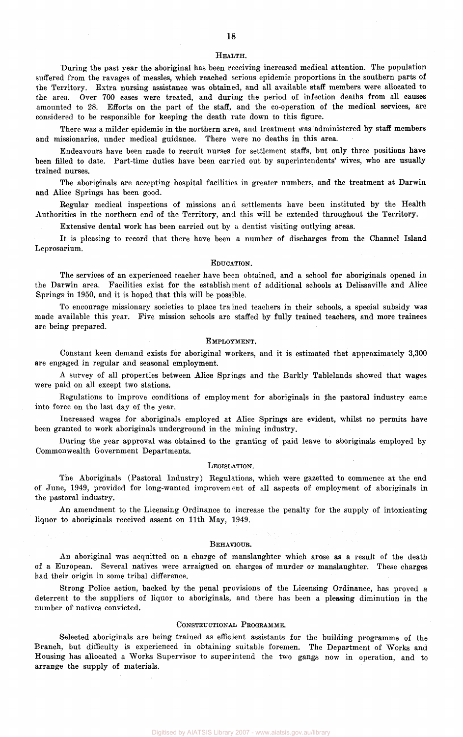## HEALTH.

During the past year the aboriginal has been receiving increased medical attention. The population suffered from the ravages of measles, which reached serious epidemic proportions in the southern parts of the Territory. Extra nursing assistance was obtained, and all available staff members were allocated to the area. Over 700 cases were treated, and during the period of infection deaths from all causes amounted to 28. Efforts on the part of the staff, and the co-operation of the medical services, are considered to be responsible for keeping the death rate down to this figure.

There was a milder epidemic in the northern area, and treatment was administered by staff members and missionaries, under medical guidance. There were no deaths in this area.

Endeavours have been made to recruit nurses for settlement staffs, but only three positions have been filled to date. Part-time duties have been carried out by superintendents' wives, who are usually trained nurses.

The aboriginals are accepting hospital facilities in greater numbers, and the treatment at Darwin and Alice Springs has been good.

Regular medical inspections of missions and settlements have been instituted by the Health Authorities in the northern end of the Territory, and this will be extended throughout the Territory.

Extensive dental work has been carried out by a dentist visiting outlying areas.

It is pleasing to record that there have been a number of discharges from the Channel Island Leprosarium.

## EDUCATION.

The services of an experienced teacher have been obtained, and a school for aboriginals opened in the Darwin area. Facilities exist for the establishment of additional schools at Delissaville and Alice Springs in 1950, and it is hoped that this will be possible.

To encourage missionary societies to place trained teachers in their schools, a special subsidy was made available this year. Five mission schools are staffed by fully trained teachers, and more trainees are being prepared.

## EMPLOYMENT.

Constant keen demand exists for aboriginal workers, and it is estimated that approximately 3,300 are engaged in regular and seasonal employment.

A survey of all properties between Alice Springs and the Barkly Tablelands showed that wages were paid on all except two stations.

Regulations to improve conditions of employment for aboriginals in the pastoral industry came into force on the last day of the year.

Increased wages for aboriginals employed at Alice Springs are evident, whilst no permits have been granted to work aboriginals underground in the mining industry.

During the year approval was obtained to the granting of paid leave to aboriginals employed by Commonwealth Government Departments.

## LEGISLATION.

The Aboriginals (Pastoral Industry) Regulations, which were gazetted to commence at the end of June, 1949, provided for long-wanted improvement of all aspects of employment of aboriginals in the pastoral industry.

An amendment to the Licensing Ordinance to increase the penalty for the supply of intoxicating liquor to aboriginals received assent on 11th May, 1949.

## BEHAVIOUR.

An aboriginal was acquitted on a charge of manslaughter which arose as a result of the death of a European. Several natives were arraigned on charges of murder or manslaughter. These charges had their origin in some tribal difference.

Strong Police action, backed by the penal provisions of the Licensing Ordinance, has proved a deterrent to the suppliers of liquor to aboriginals, and there has been a pleasing diminution in the number of natives convicted.

## CONSTRUCTIONAL PROGRAMME.

Selected aboriginals are being trained as efficient assistants for the building programme of the Branch, but difficulty is experienced in obtaining suitable foremen. The Department of Works and Housing has allocated a Works Supervisor to superintend the two gangs now in operation, and to arrange the supply of materials.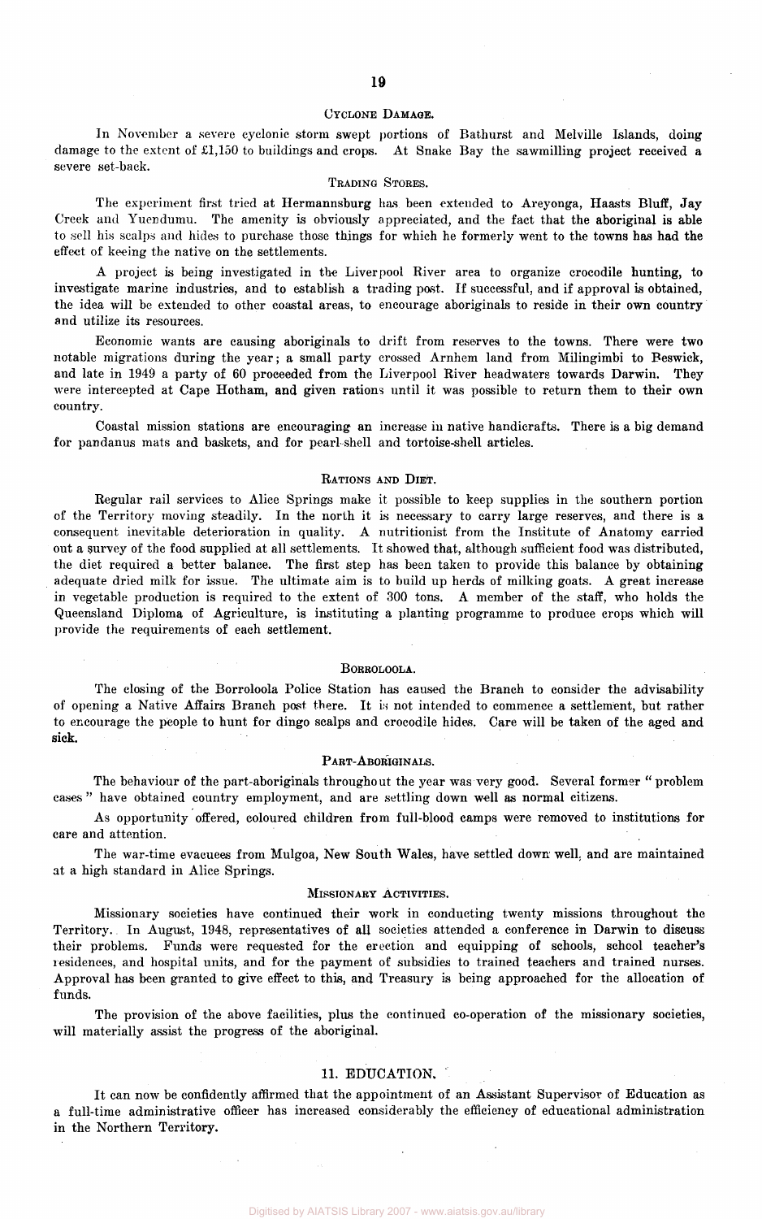### Cyclone Damage.

In November a severe cyclonic storm swept portions of Bathurst and Melville Islands, doing damage to the extent of £1,150 to buildings and crops. At Snake Bay the sawmilling project received a severe set-back.

### Trading Stores.

The experiment first tried at Hermannsburg has been extended to Areyonga, Haasts Bluff, Jay Creek and Yuendumu. The amenity is obviously appreciated, and the fact that the aboriginal is able to sell his scalps and hides to purchase those things for which he formerly went to the towns has had the effect of keeing the native on the settlements.

A project is being investigated in the Liverpool River area to organize crocodile hunting, to investigate marine industries, and to establish a trading post. If successful, and if approval is obtained, the idea will be extended to other coastal areas, to encourage aboriginals to reside in their own country and utilize its resources.

Economic wants are causing aboriginals to drift from reserves to the towns. There were two notable migrations during the year; a small party crossed Arnhem land from Milingimbi to Beswick, and late in 1949 a party of 60 proceeded from the Liverpool River headwaters towards Darwin. They were intercepted at Cape Hotham, and given rations until it was possible to return them to their own country.

Coastal mission stations are encouraging an increase in native handicrafts. There is a big demand for pandanus mats and baskets, and for pearl-shell and tortoise-shell articles.

### Rations and Diet.

Regular rail services to Alice Springs make it possible to keep supplies in the southern portion of the Territory moving steadily. In the north it is necessary to carry large reserves, and there is a consequent inevitable deterioration in quality. A nutritionist from the Institute of Anatomy carried out a survey of the food supplied at all settlements. It showed that, although sufficient food was distributed, the diet required a better balance. The first step has been taken to provide this balance by obtaining adequate dried milk for issue. The ultimate aim is to build up herds of milking goats. A great increase in vegetable production is required to the extent of 300 tons. A member of the staff, who holds the Queensland Diploma of Agriculture, is instituting a planting programme to produce crops which will provide the requirements of each settlement.

### Borroloola.

The closing of the Borroloola Police Station has caused the Branch to consider the advisability of opening a Native Affairs Branch post there. It is not intended to commence a settlement, but rather to encourage the people to hunt for dingo scalps and crocodile hides. Care will be taken of the aged and sick.

### Part-Aboriginals.

The behaviour of the part-aboriginals throughout the year was very good. Several former "problem cases" have obtained country employment, and are settling down well as normal citizens.

As opportunity offered, coloured children from full-blood camps were removed to institutions for care and attention.

The war-time evacuees from Mulgoa, New South Wales, have settled down well, and are maintained at a high standard in Alice Springs.

### Missionary Activities.

Missionary societies have continued their work in conducting twenty missions throughout the Territory. In August, 1948, representatives of all societies attended a conference in Darwin to discuss their problems. Funds were requested for the erection and equipping of schools, school teacher's residences, and hospital units, and for the payment of subsidies to trained teachers and trained nurses. Approval has been granted to give effect to this, and Treasury is being approached for the allocation of funds.

The provision of the above facilities, plus the continued co-operation of the missionary societies, will materially assist the progress of the aboriginal.

## 11. EDUCATION.

It can now be confidently affirmed that the appointment of an Assistant Supervisor of Education as a full-time administrative officer has increased considerably the efficiency of educational administration in the Northern Territory.